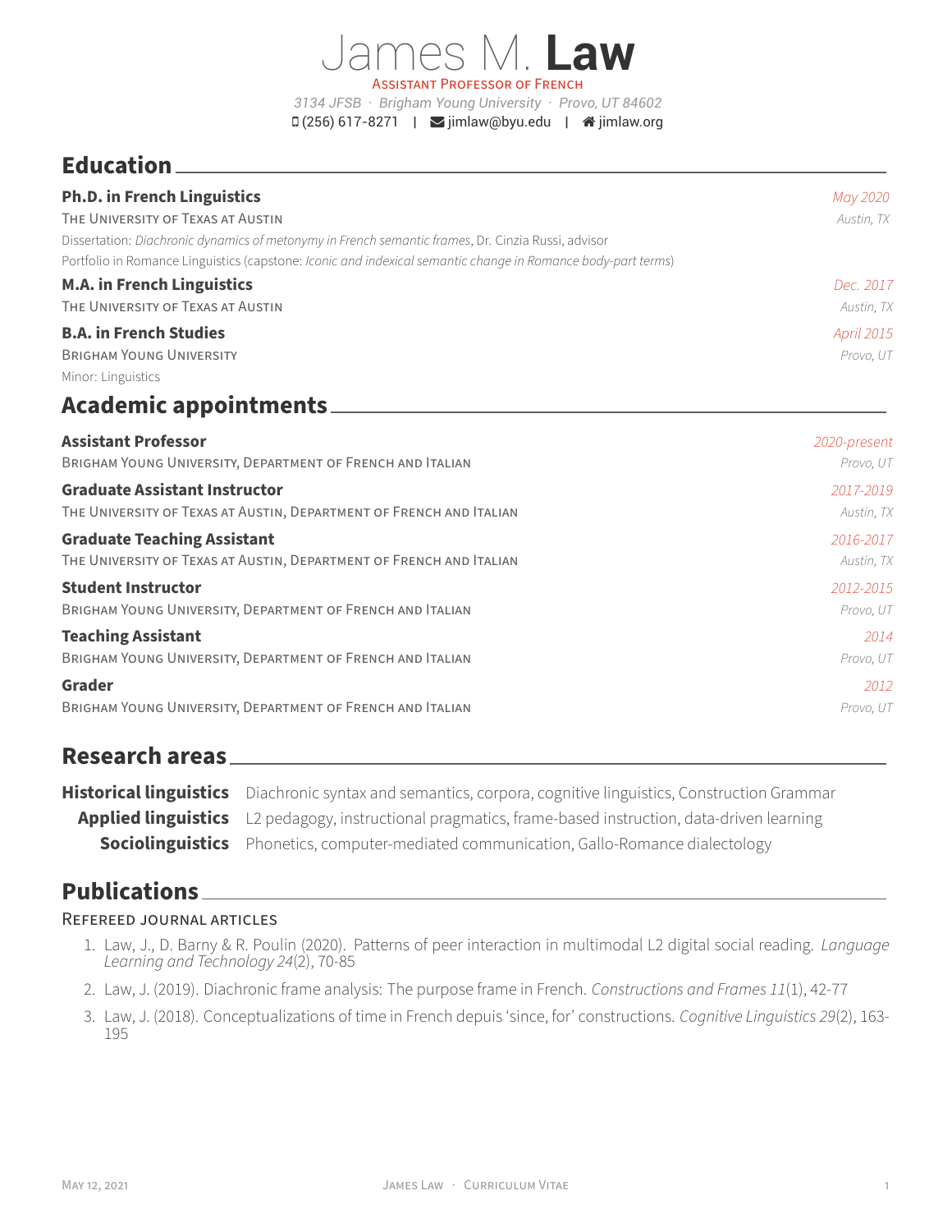# James M. **Law**

Assistant Professor of French

*3134 JFSB · Brigham Young University · Provo, UT 84602*

(256) 617-8271 | jimlaw@byu.edu | jimlaw.org

## Education

**Ph.D. in French Linguistics** — *May 2020*
The University of Texas at Austin — *Austin, TX*
Dissertation: *Diachronic dynamics of metonymy in French semantic frames*, Dr. Cinzia Russi, advisor
Portfolio in Romance Linguistics (capstone: *Iconic and indexical semantic change in Romance body-part terms*)

**M.A. in French Linguistics** — *Dec. 2017*
The University of Texas at Austin — *Austin, TX*

**B.A. in French Studies** — *April 2015*
Brigham Young University — *Provo, UT*
Minor: Linguistics

## Academic appointments

**Assistant Professor** — *2020-present*
Brigham Young University, Department of French and Italian — *Provo, UT*

**Graduate Assistant Instructor** — *2017-2019*
The University of Texas at Austin, Department of French and Italian — *Austin, TX*

**Graduate Teaching Assistant** — *2016-2017*
The University of Texas at Austin, Department of French and Italian — *Austin, TX*

**Student Instructor** — *2012-2015*
Brigham Young University, Department of French and Italian — *Provo, UT*

**Teaching Assistant** — *2014*
Brigham Young University, Department of French and Italian — *Provo, UT*

**Grader** — *2012*
Brigham Young University, Department of French and Italian — *Provo, UT*

## Research areas

**Historical linguistics** Diachronic syntax and semantics, corpora, cognitive linguistics, Construction Grammar
**Applied linguistics** L2 pedagogy, instructional pragmatics, frame-based instruction, data-driven learning
**Sociolinguistics** Phonetics, computer-mediated communication, Gallo-Romance dialectology

## Publications

### Refereed journal articles

1. Law, J., D. Barny & R. Poulin (2020). Patterns of peer interaction in multimodal L2 digital social reading. *Language Learning and Technology 24*(2), 70-85
2. Law, J. (2019). Diachronic frame analysis: The purpose frame in French. *Constructions and Frames 11*(1), 42-77
3. Law, J. (2018). Conceptualizations of time in French depuis 'since, for' constructions. *Cognitive Linguistics 29*(2), 163-195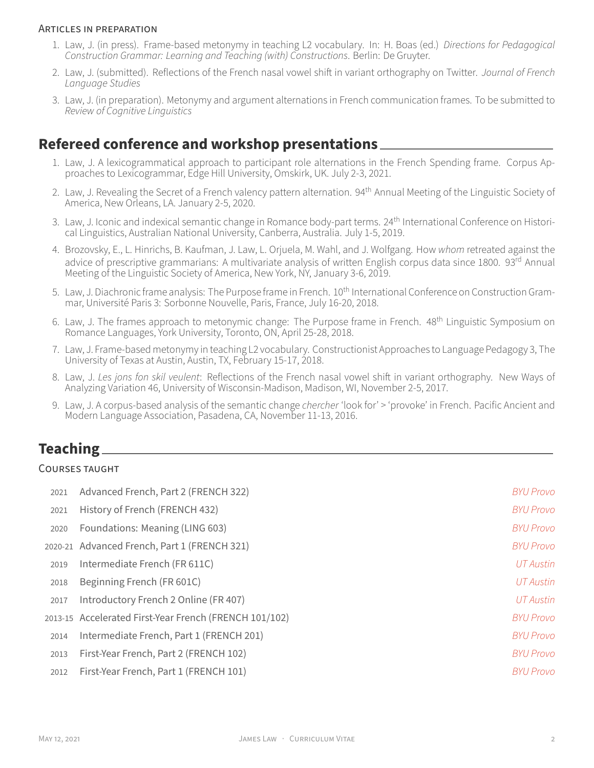### Articles in preparation

1. Law, J. (in press). Frame-based metonymy in teaching L2 vocabulary. In: H. Boas (ed.) *Directions for Pedagogical Construction Grammar: Learning and Teaching (with) Constructions*. Berlin: De Gruyter.
2. Law, J. (submitted). Reflections of the French nasal vowel shift in variant orthography on Twitter. *Journal of French Language Studies*
3. Law, J. (in preparation). Metonymy and argument alternations in French communication frames. To be submitted to *Review of Cognitive Linguistics*

## Refereed conference and workshop presentations

1. Law, J. A lexicogrammatical approach to participant role alternations in the French Spending frame. Corpus Approaches to Lexicogrammar, Edge Hill University, Omskirk, UK. July 2-3, 2021.
2. Law, J. Revealing the Secret of a French valency pattern alternation. 94th Annual Meeting of the Linguistic Society of America, New Orleans, LA. January 2-5, 2020.
3. Law, J. Iconic and indexical semantic change in Romance body-part terms. 24th International Conference on Historical Linguistics, Australian National University, Canberra, Australia. July 1-5, 2019.
4. Brozovsky, E., L. Hinrichs, B. Kaufman, J. Law, L. Orjuela, M. Wahl, and J. Wolfgang. How *whom* retreated against the advice of prescriptive grammarians: A multivariate analysis of written English corpus data since 1800. 93rd Annual Meeting of the Linguistic Society of America, New York, NY, January 3-6, 2019.
5. Law, J. Diachronic frame analysis: The Purpose frame in French. 10th International Conference on Construction Grammar, Université Paris 3: Sorbonne Nouvelle, Paris, France, July 16-20, 2018.
6. Law, J. The frames approach to metonymic change: The Purpose frame in French. 48th Linguistic Symposium on Romance Languages, York University, Toronto, ON, April 25-28, 2018.
7. Law, J. Frame-based metonymy in teaching L2 vocabulary. Constructionist Approaches to Language Pedagogy 3, The University of Texas at Austin, Austin, TX, February 15-17, 2018.
8. Law, J. *Les jons fon skil veulent*: Reflections of the French nasal vowel shift in variant orthography. New Ways of Analyzing Variation 46, University of Wisconsin-Madison, Madison, WI, November 2-5, 2017.
9. Law, J. A corpus-based analysis of the semantic change *chercher* 'look for' > 'provoke' in French. Pacific Ancient and Modern Language Association, Pasadena, CA, November 11-13, 2016.

## Teaching

### Courses taught

| | | |
|---|---|---|
| 2021 | Advanced French, Part 2 (FRENCH 322) | *BYU Provo* |
| 2021 | History of French (FRENCH 432) | *BYU Provo* |
| 2020 | Foundations: Meaning (LING 603) | *BYU Provo* |
| 2020-21 | Advanced French, Part 1 (FRENCH 321) | *BYU Provo* |
| 2019 | Intermediate French (FR 611C) | *UT Austin* |
| 2018 | Beginning French (FR 601C) | *UT Austin* |
| 2017 | Introductory French 2 Online (FR 407) | *UT Austin* |
| 2013-15 | Accelerated First-Year French (FRENCH 101/102) | *BYU Provo* |
| 2014 | Intermediate French, Part 1 (FRENCH 201) | *BYU Provo* |
| 2013 | First-Year French, Part 2 (FRENCH 102) | *BYU Provo* |
| 2012 | First-Year French, Part 1 (FRENCH 101) | *BYU Provo* |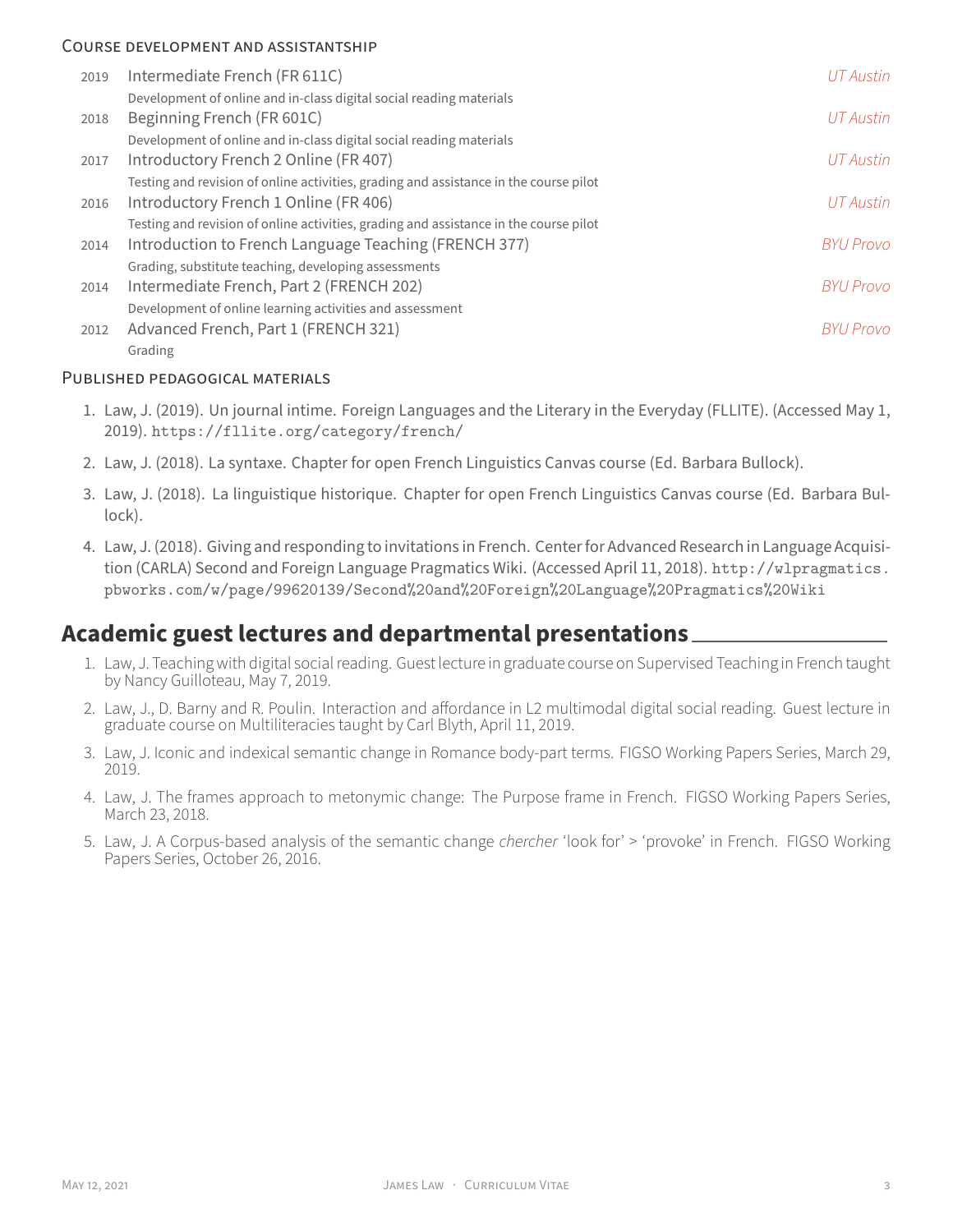### Course development and assistantship

2019 Intermediate French (FR 611C) *UT Austin*
Development of online and in-class digital social reading materials

2018 Beginning French (FR 601C) *UT Austin*
Development of online and in-class digital social reading materials

2017 Introductory French 2 Online (FR 407) *UT Austin*
Testing and revision of online activities, grading and assistance in the course pilot

2016 Introductory French 1 Online (FR 406) *UT Austin*
Testing and revision of online activities, grading and assistance in the course pilot

2014 Introduction to French Language Teaching (FRENCH 377) *BYU Provo*
Grading, substitute teaching, developing assessments

2014 Intermediate French, Part 2 (FRENCH 202) *BYU Provo*
Development of online learning activities and assessment

2012 Advanced French, Part 1 (FRENCH 321) *BYU Provo*
Grading

### Published pedagogical materials

1. Law, J. (2019). Un journal intime. Foreign Languages and the Literary in the Everyday (FLLITE). (Accessed May 1, 2019). `https://fllite.org/category/french/`
2. Law, J. (2018). La syntaxe. Chapter for open French Linguistics Canvas course (Ed. Barbara Bullock).
3. Law, J. (2018). La linguistique historique. Chapter for open French Linguistics Canvas course (Ed. Barbara Bullock).
4. Law, J. (2018). Giving and responding to invitations in French. Center for Advanced Research in Language Acquisition (CARLA) Second and Foreign Language Pragmatics Wiki. (Accessed April 11, 2018). `http://wlpragmatics.pbworks.com/w/page/99620139/Second%20and%20Foreign%20Language%20Pragmatics%20Wiki`

## Academic guest lectures and departmental presentations

1. Law, J. Teaching with digital social reading. Guest lecture in graduate course on Supervised Teaching in French taught by Nancy Guilloteau, May 7, 2019.
2. Law, J., D. Barny and R. Poulin. Interaction and affordance in L2 multimodal digital social reading. Guest lecture in graduate course on Multiliteracies taught by Carl Blyth, April 11, 2019.
3. Law, J. Iconic and indexical semantic change in Romance body-part terms. FIGSO Working Papers Series, March 29, 2019.
4. Law, J. The frames approach to metonymic change: The Purpose frame in French. FIGSO Working Papers Series, March 23, 2018.
5. Law, J. A Corpus-based analysis of the semantic change *chercher* 'look for' > 'provoke' in French. FIGSO Working Papers Series, October 26, 2016.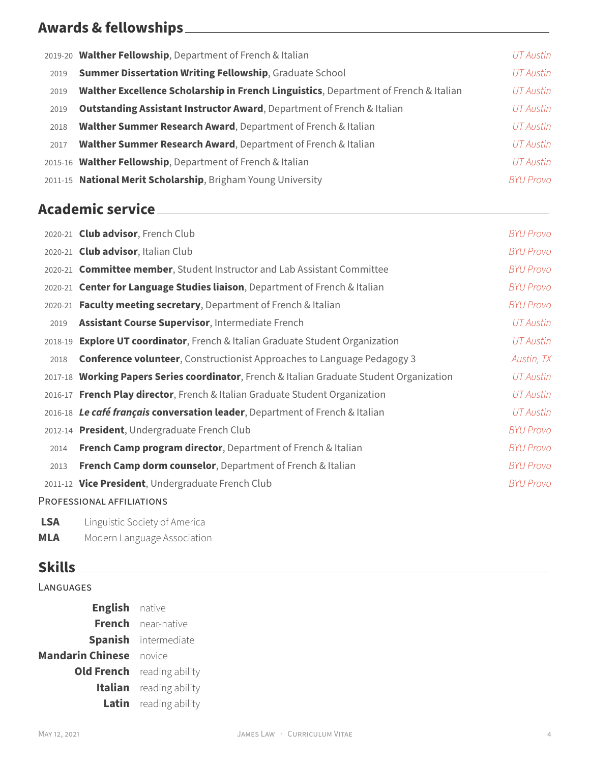## Awards & fellowships

- 2019-20 **Walther Fellowship**, Department of French & Italian — *UT Austin*
- 2019 **Summer Dissertation Writing Fellowship**, Graduate School — *UT Austin*
- 2019 **Walther Excellence Scholarship in French Linguistics**, Department of French & Italian — *UT Austin*
- 2019 **Outstanding Assistant Instructor Award**, Department of French & Italian — *UT Austin*
- 2018 **Walther Summer Research Award**, Department of French & Italian — *UT Austin*
- 2017 **Walther Summer Research Award**, Department of French & Italian — *UT Austin*
- 2015-16 **Walther Fellowship**, Department of French & Italian — *UT Austin*
- 2011-15 **National Merit Scholarship**, Brigham Young University — *BYU Provo*

## Academic service

- 2020-21 **Club advisor**, French Club — *BYU Provo*
- 2020-21 **Club advisor**, Italian Club — *BYU Provo*
- 2020-21 **Committee member**, Student Instructor and Lab Assistant Committee — *BYU Provo*
- 2020-21 **Center for Language Studies liaison**, Department of French & Italian — *BYU Provo*
- 2020-21 **Faculty meeting secretary**, Department of French & Italian — *BYU Provo*
- 2019 **Assistant Course Supervisor**, Intermediate French — *UT Austin*
- 2018-19 **Explore UT coordinator**, French & Italian Graduate Student Organization — *UT Austin*
- 2018 **Conference volunteer**, Constructionist Approaches to Language Pedagogy 3 — *Austin, TX*
- 2017-18 **Working Papers Series coordinator**, French & Italian Graduate Student Organization — *UT Austin*
- 2016-17 **French Play director**, French & Italian Graduate Student Organization — *UT Austin*
- 2016-18 ***Le café français* conversation leader**, Department of French & Italian — *UT Austin*
- 2012-14 **President**, Undergraduate French Club — *BYU Provo*
- 2014 **French Camp program director**, Department of French & Italian — *BYU Provo*
- 2013 **French Camp dorm counselor**, Department of French & Italian — *BYU Provo*
- 2011-12 **Vice President**, Undergraduate French Club — *BYU Provo*

### Professional affiliations

- **LSA** Linguistic Society of America
- **MLA** Modern Language Association

## Skills

### Languages

- **English** native
- **French** near-native
- **Spanish** intermediate
- **Mandarin Chinese** novice
- **Old French** reading ability
- **Italian** reading ability
- **Latin** reading ability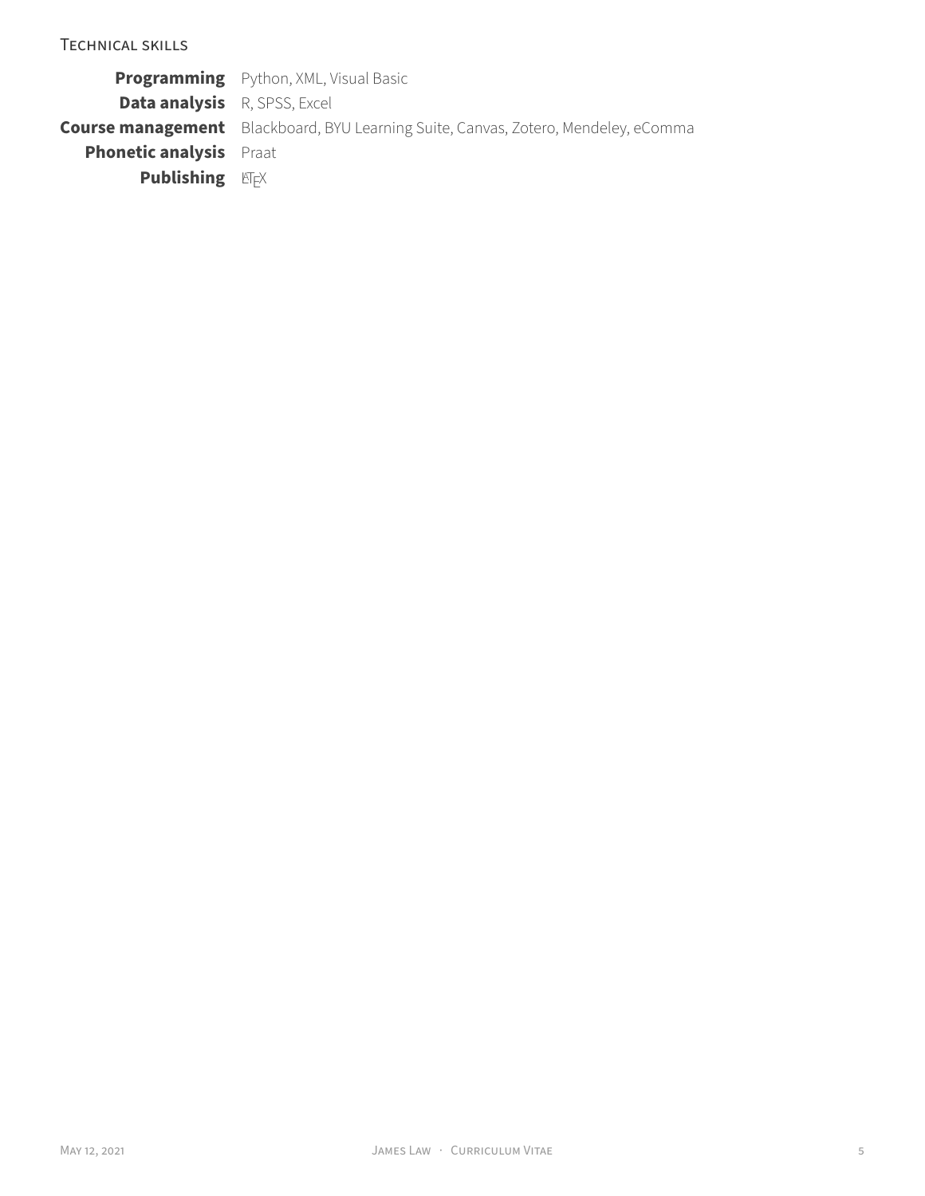## Technical skills

**Programming** Python, XML, Visual Basic

**Data analysis** R, SPSS, Excel

**Course management** Blackboard, BYU Learning Suite, Canvas, Zotero, Mendeley, eComma

**Phonetic analysis** Praat

**Publishing** LaTeX